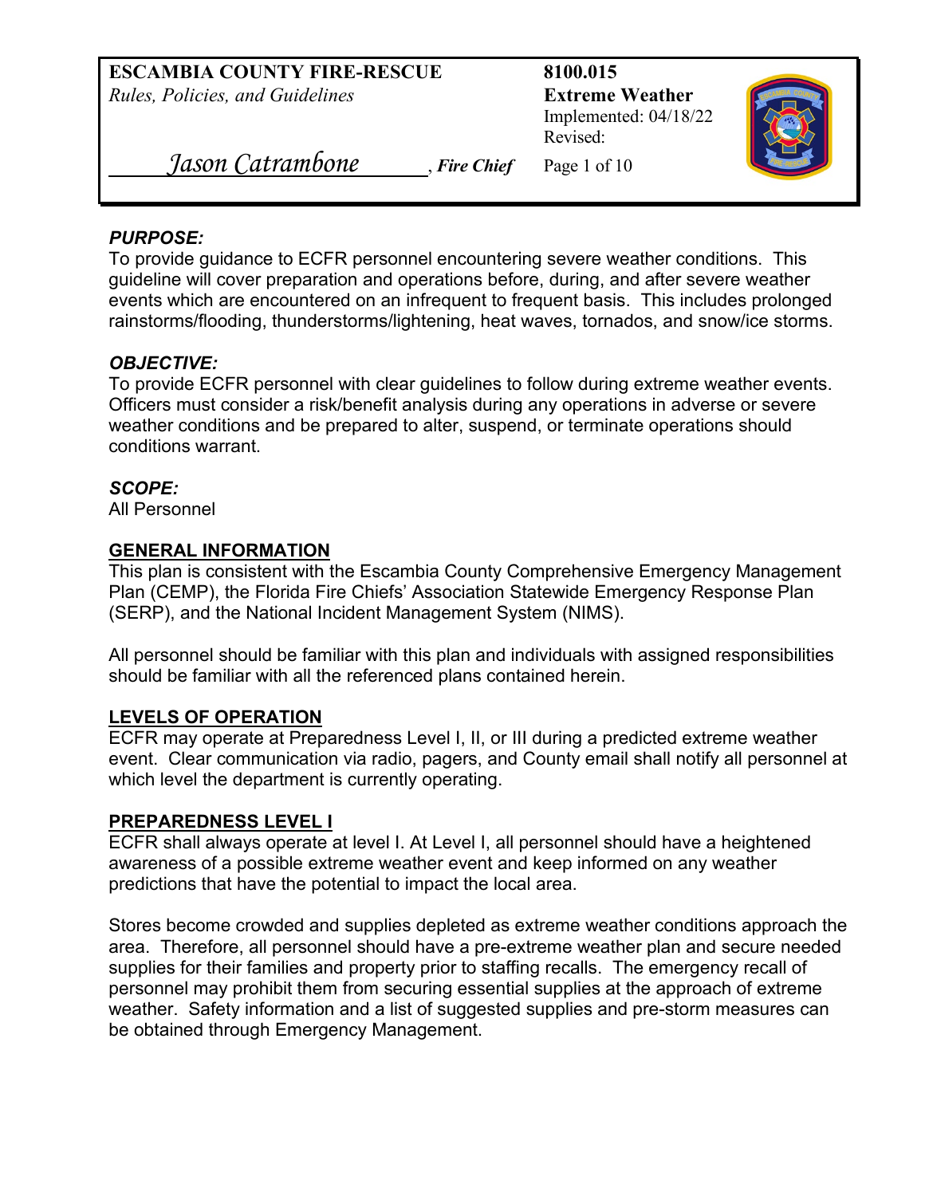**ESCAMBIA COUNTY FIRE-RESCUE**
*Rules, Policies, and Guidelines*

Jason Catrambone, ***Fire Chief***

**8100.015**
**Extreme Weather**
Implemented: 04/18/22
Revised:

***PURPOSE:***
To provide guidance to ECFR personnel encountering severe weather conditions. This guideline will cover preparation and operations before, during, and after severe weather events which are encountered on an infrequent to frequent basis. This includes prolonged rainstorms/flooding, thunderstorms/lightening, heat waves, tornados, and snow/ice storms.

***OBJECTIVE:***
To provide ECFR personnel with clear guidelines to follow during extreme weather events. Officers must consider a risk/benefit analysis during any operations in adverse or severe weather conditions and be prepared to alter, suspend, or terminate operations should conditions warrant.

***SCOPE:***
All Personnel

## GENERAL INFORMATION

This plan is consistent with the Escambia County Comprehensive Emergency Management Plan (CEMP), the Florida Fire Chiefs' Association Statewide Emergency Response Plan (SERP), and the National Incident Management System (NIMS).

All personnel should be familiar with this plan and individuals with assigned responsibilities should be familiar with all the referenced plans contained herein.

## LEVELS OF OPERATION

ECFR may operate at Preparedness Level I, II, or III during a predicted extreme weather event. Clear communication via radio, pagers, and County email shall notify all personnel at which level the department is currently operating.

## PREPAREDNESS LEVEL I

ECFR shall always operate at level I. At Level I, all personnel should have a heightened awareness of a possible extreme weather event and keep informed on any weather predictions that have the potential to impact the local area.

Stores become crowded and supplies depleted as extreme weather conditions approach the area. Therefore, all personnel should have a pre-extreme weather plan and secure needed supplies for their families and property prior to staffing recalls. The emergency recall of personnel may prohibit them from securing essential supplies at the approach of extreme weather. Safety information and a list of suggested supplies and pre-storm measures can be obtained through Emergency Management.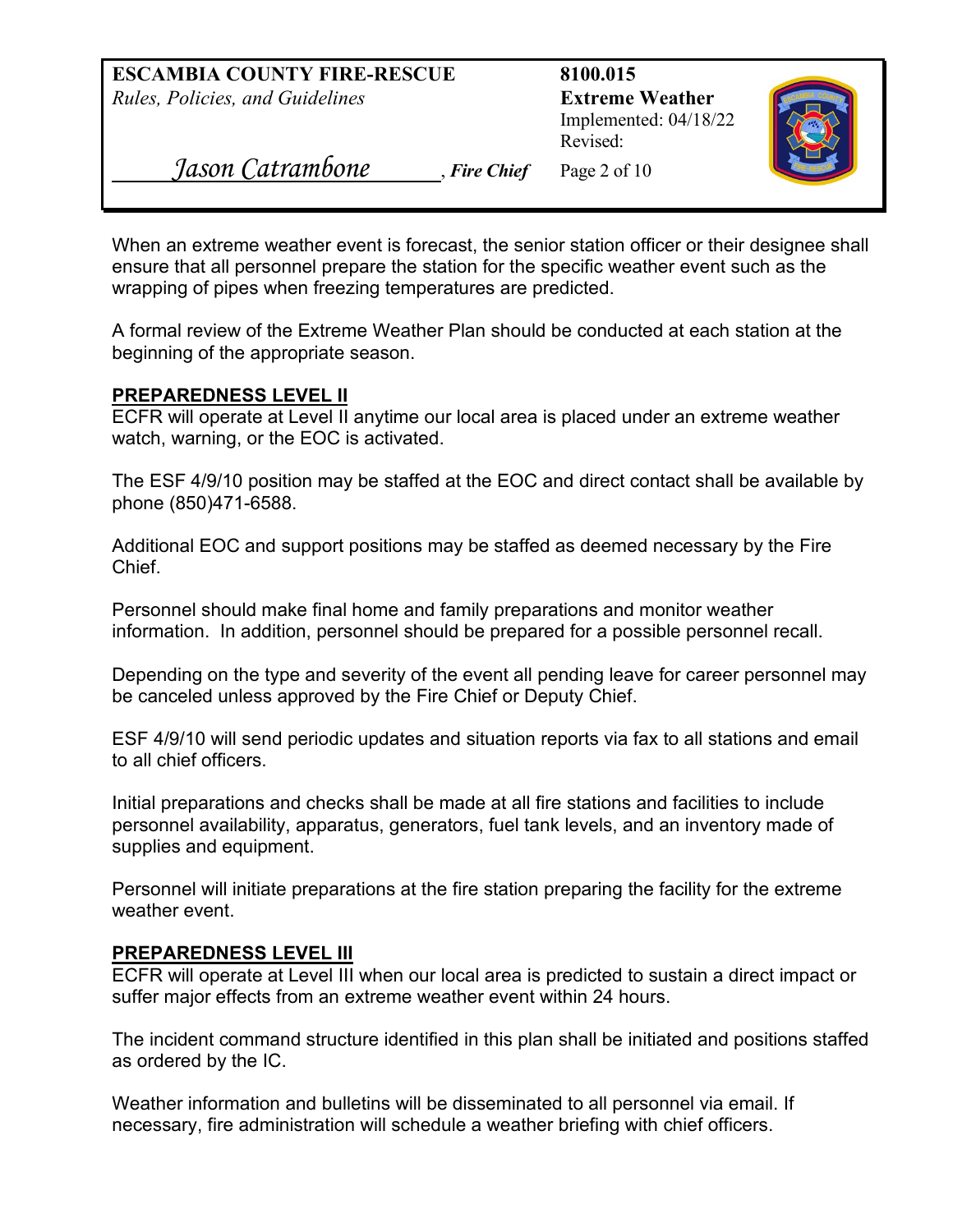When an extreme weather event is forecast, the senior station officer or their designee shall ensure that all personnel prepare the station for the specific weather event such as the wrapping of pipes when freezing temperatures are predicted.

A formal review of the Extreme Weather Plan should be conducted at each station at the beginning of the appropriate season.

## PREPAREDNESS LEVEL II

ECFR will operate at Level II anytime our local area is placed under an extreme weather watch, warning, or the EOC is activated.

The ESF 4/9/10 position may be staffed at the EOC and direct contact shall be available by phone (850)471-6588.

Additional EOC and support positions may be staffed as deemed necessary by the Fire Chief.

Personnel should make final home and family preparations and monitor weather information. In addition, personnel should be prepared for a possible personnel recall.

Depending on the type and severity of the event all pending leave for career personnel may be canceled unless approved by the Fire Chief or Deputy Chief.

ESF 4/9/10 will send periodic updates and situation reports via fax to all stations and email to all chief officers.

Initial preparations and checks shall be made at all fire stations and facilities to include personnel availability, apparatus, generators, fuel tank levels, and an inventory made of supplies and equipment.

Personnel will initiate preparations at the fire station preparing the facility for the extreme weather event.

## PREPAREDNESS LEVEL III

ECFR will operate at Level III when our local area is predicted to sustain a direct impact or suffer major effects from an extreme weather event within 24 hours.

The incident command structure identified in this plan shall be initiated and positions staffed as ordered by the IC.

Weather information and bulletins will be disseminated to all personnel via email. If necessary, fire administration will schedule a weather briefing with chief officers.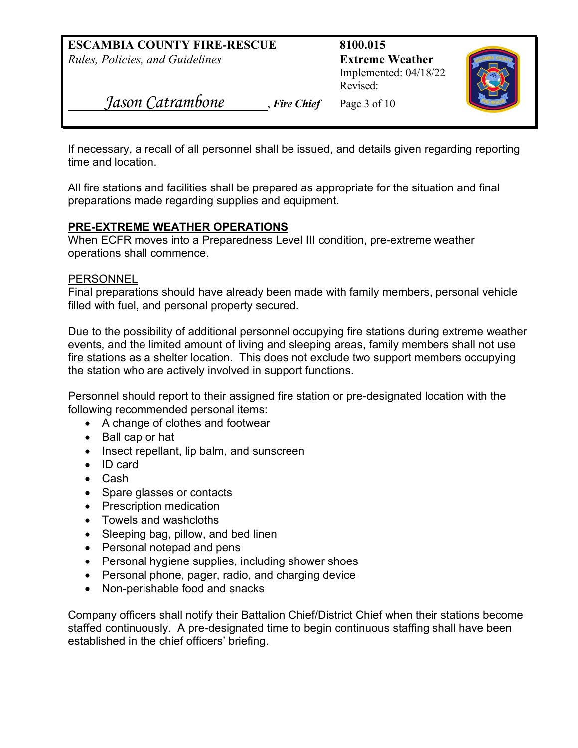If necessary, a recall of all personnel shall be issued, and details given regarding reporting time and location.

All fire stations and facilities shall be prepared as appropriate for the situation and final preparations made regarding supplies and equipment.

## PRE-EXTREME WEATHER OPERATIONS

When ECFR moves into a Preparedness Level III condition, pre-extreme weather operations shall commence.

### PERSONNEL

Final preparations should have already been made with family members, personal vehicle filled with fuel, and personal property secured.

Due to the possibility of additional personnel occupying fire stations during extreme weather events, and the limited amount of living and sleeping areas, family members shall not use fire stations as a shelter location. This does not exclude two support members occupying the station who are actively involved in support functions.

Personnel should report to their assigned fire station or pre-designated location with the following recommended personal items:

- A change of clothes and footwear
- Ball cap or hat
- Insect repellant, lip balm, and sunscreen
- ID card
- Cash
- Spare glasses or contacts
- Prescription medication
- Towels and washcloths
- Sleeping bag, pillow, and bed linen
- Personal notepad and pens
- Personal hygiene supplies, including shower shoes
- Personal phone, pager, radio, and charging device
- Non-perishable food and snacks

Company officers shall notify their Battalion Chief/District Chief when their stations become staffed continuously. A pre-designated time to begin continuous staffing shall have been established in the chief officers' briefing.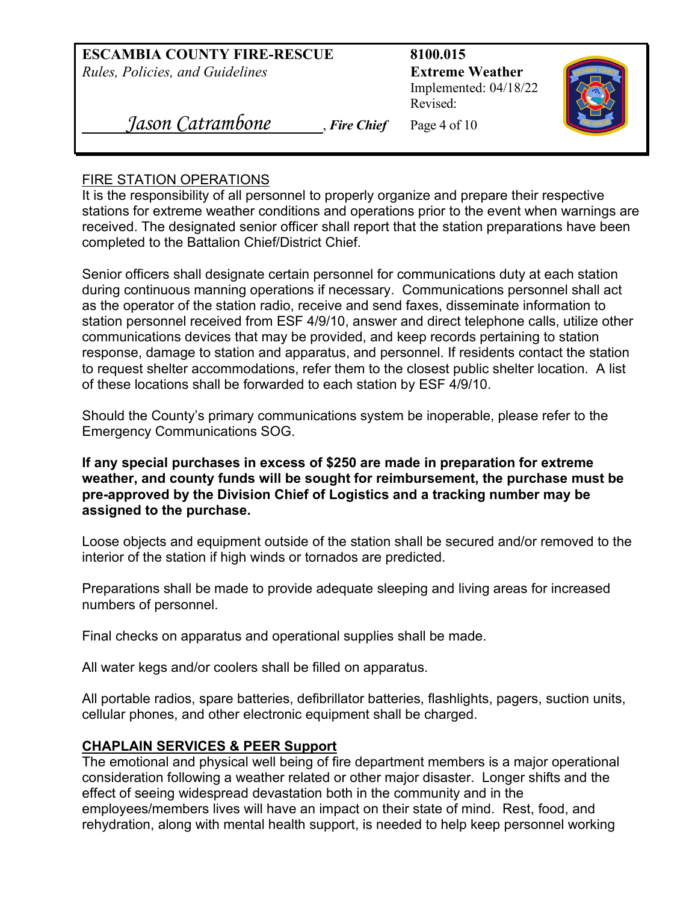FIRE STATION OPERATIONS

It is the responsibility of all personnel to properly organize and prepare their respective stations for extreme weather conditions and operations prior to the event when warnings are received. The designated senior officer shall report that the station preparations have been completed to the Battalion Chief/District Chief.

Senior officers shall designate certain personnel for communications duty at each station during continuous manning operations if necessary. Communications personnel shall act as the operator of the station radio, receive and send faxes, disseminate information to station personnel received from ESF 4/9/10, answer and direct telephone calls, utilize other communications devices that may be provided, and keep records pertaining to station response, damage to station and apparatus, and personnel. If residents contact the station to request shelter accommodations, refer them to the closest public shelter location. A list of these locations shall be forwarded to each station by ESF 4/9/10.

Should the County's primary communications system be inoperable, please refer to the Emergency Communications SOG.

**If any special purchases in excess of $250 are made in preparation for extreme weather, and county funds will be sought for reimbursement, the purchase must be pre-approved by the Division Chief of Logistics and a tracking number may be assigned to the purchase.**

Loose objects and equipment outside of the station shall be secured and/or removed to the interior of the station if high winds or tornados are predicted.

Preparations shall be made to provide adequate sleeping and living areas for increased numbers of personnel.

Final checks on apparatus and operational supplies shall be made.

All water kegs and/or coolers shall be filled on apparatus.

All portable radios, spare batteries, defibrillator batteries, flashlights, pagers, suction units, cellular phones, and other electronic equipment shall be charged.

**CHAPLAIN SERVICES & PEER Support**

The emotional and physical well being of fire department members is a major operational consideration following a weather related or other major disaster. Longer shifts and the effect of seeing widespread devastation both in the community and in the employees/members lives will have an impact on their state of mind. Rest, food, and rehydration, along with mental health support, is needed to help keep personnel working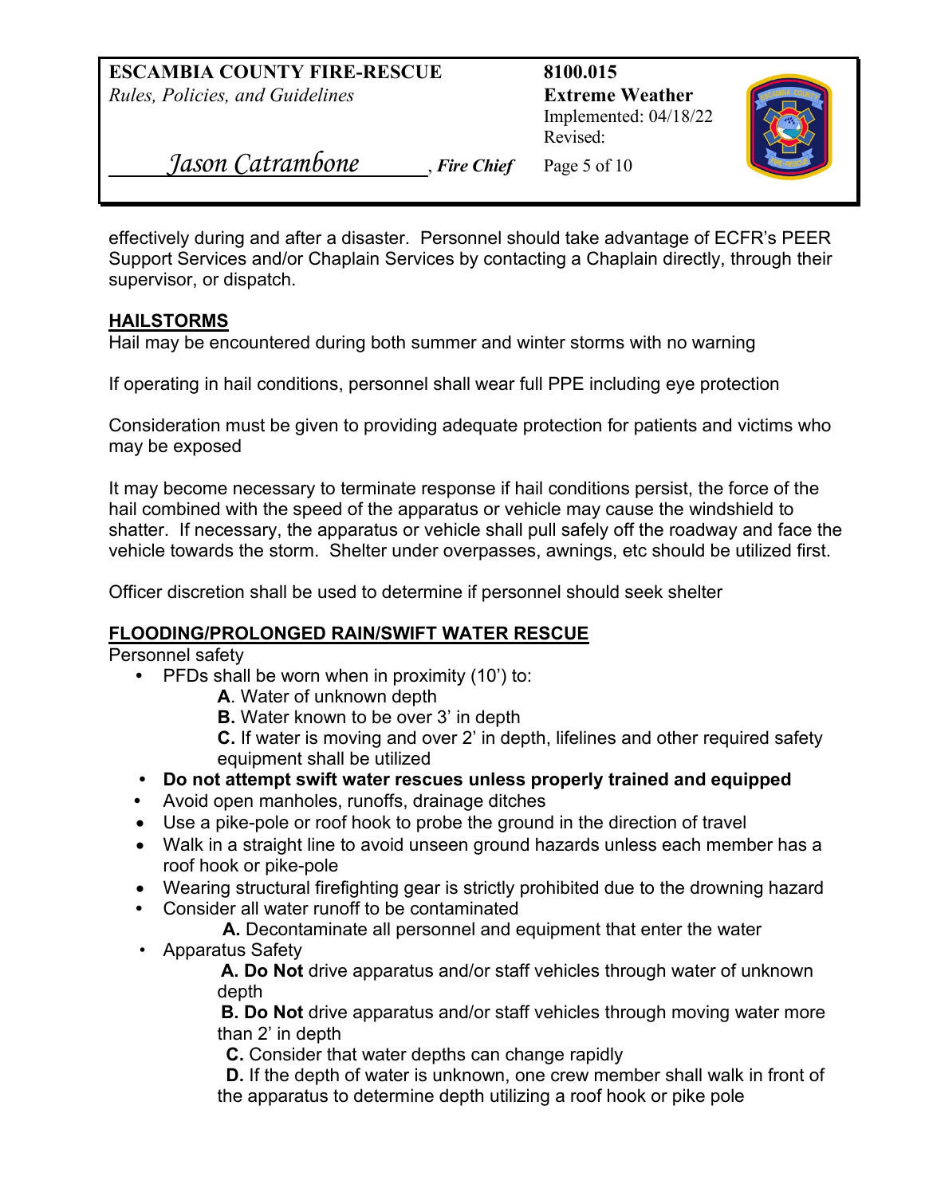effectively during and after a disaster. Personnel should take advantage of ECFR's PEER Support Services and/or Chaplain Services by contacting a Chaplain directly, through their supervisor, or dispatch.

## HAILSTORMS

Hail may be encountered during both summer and winter storms with no warning

If operating in hail conditions, personnel shall wear full PPE including eye protection

Consideration must be given to providing adequate protection for patients and victims who may be exposed

It may become necessary to terminate response if hail conditions persist, the force of the hail combined with the speed of the apparatus or vehicle may cause the windshield to shatter. If necessary, the apparatus or vehicle shall pull safely off the roadway and face the vehicle towards the storm. Shelter under overpasses, awnings, etc should be utilized first.

Officer discretion shall be used to determine if personnel should seek shelter

## FLOODING/PROLONGED RAIN/SWIFT WATER RESCUE

Personnel safety

- PFDs shall be worn when in proximity (10') to:
  - **A**. Water of unknown depth
  - **B.** Water known to be over 3' in depth
  - **C.** If water is moving and over 2' in depth, lifelines and other required safety equipment shall be utilized
- **Do not attempt swift water rescues unless properly trained and equipped**
- Avoid open manholes, runoffs, drainage ditches
- Use a pike-pole or roof hook to probe the ground in the direction of travel
- Walk in a straight line to avoid unseen ground hazards unless each member has a roof hook or pike-pole
- Wearing structural firefighting gear is strictly prohibited due to the drowning hazard
- Consider all water runoff to be contaminated
  - **A.** Decontaminate all personnel and equipment that enter the water
- Apparatus Safety
  - **A. Do Not** drive apparatus and/or staff vehicles through water of unknown depth
  - **B. Do Not** drive apparatus and/or staff vehicles through moving water more than 2' in depth
  - **C.** Consider that water depths can change rapidly
  - **D.** If the depth of water is unknown, one crew member shall walk in front of the apparatus to determine depth utilizing a roof hook or pike pole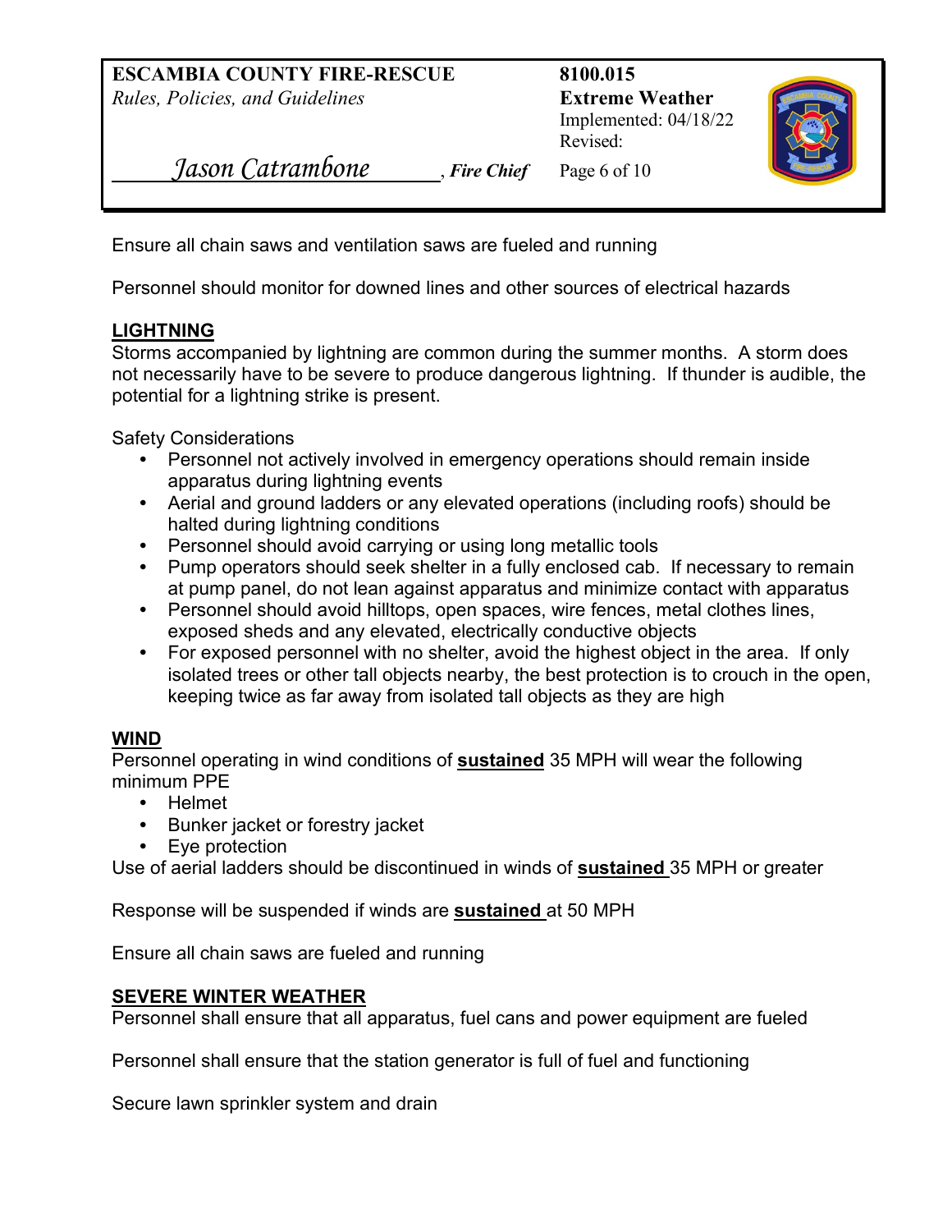Ensure all chain saws and ventilation saws are fueled and running

Personnel should monitor for downed lines and other sources of electrical hazards

## LIGHTNING

Storms accompanied by lightning are common during the summer months. A storm does not necessarily have to be severe to produce dangerous lightning. If thunder is audible, the potential for a lightning strike is present.

Safety Considerations

- Personnel not actively involved in emergency operations should remain inside apparatus during lightning events
- Aerial and ground ladders or any elevated operations (including roofs) should be halted during lightning conditions
- Personnel should avoid carrying or using long metallic tools
- Pump operators should seek shelter in a fully enclosed cab. If necessary to remain at pump panel, do not lean against apparatus and minimize contact with apparatus
- Personnel should avoid hilltops, open spaces, wire fences, metal clothes lines, exposed sheds and any elevated, electrically conductive objects
- For exposed personnel with no shelter, avoid the highest object in the area. If only isolated trees or other tall objects nearby, the best protection is to crouch in the open, keeping twice as far away from isolated tall objects as they are high

## WIND

Personnel operating in wind conditions of **sustained** 35 MPH will wear the following minimum PPE

- Helmet
- Bunker jacket or forestry jacket
- Eye protection

Use of aerial ladders should be discontinued in winds of **sustained** 35 MPH or greater

Response will be suspended if winds are **sustained** at 50 MPH

Ensure all chain saws are fueled and running

## SEVERE WINTER WEATHER

Personnel shall ensure that all apparatus, fuel cans and power equipment are fueled

Personnel shall ensure that the station generator is full of fuel and functioning

Secure lawn sprinkler system and drain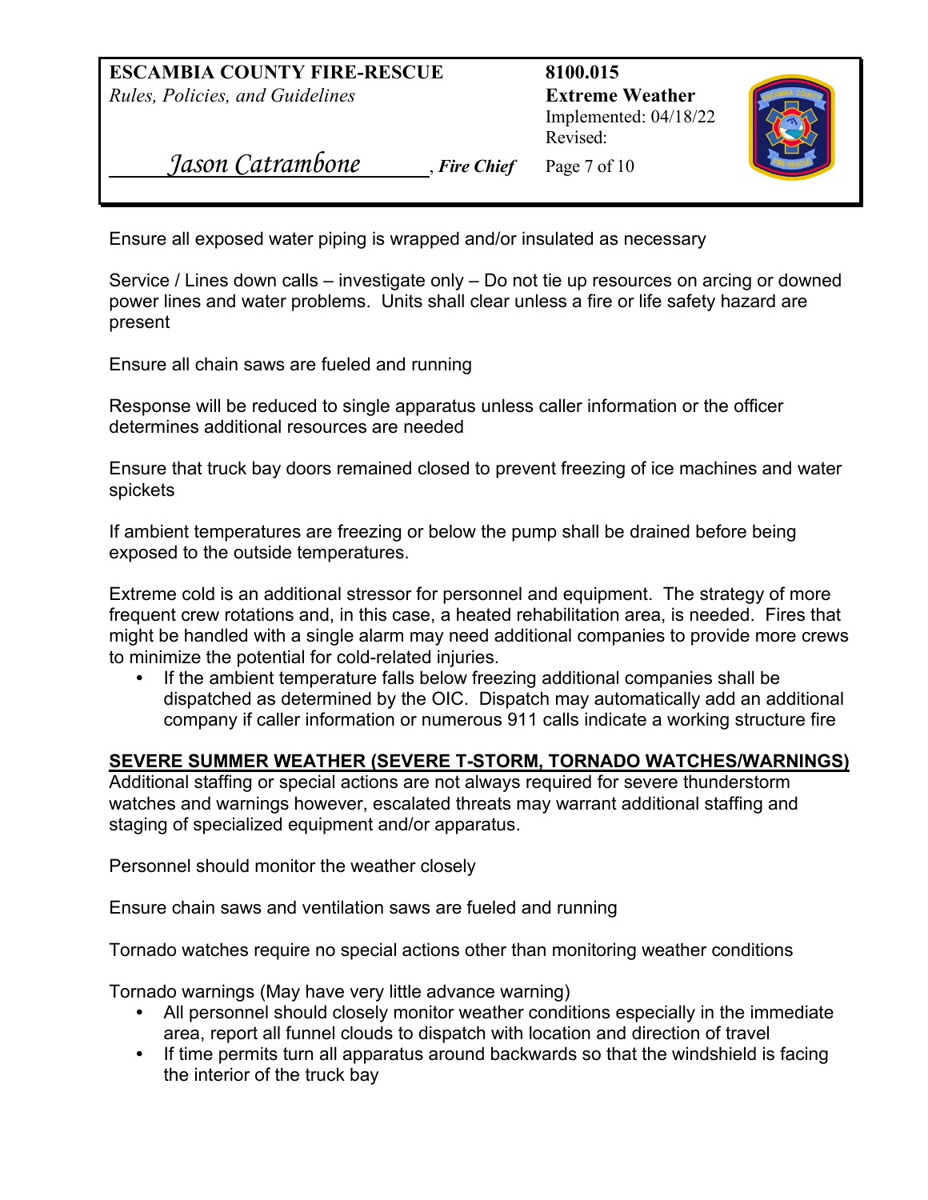Ensure all exposed water piping is wrapped and/or insulated as necessary

Service / Lines down calls – investigate only – Do not tie up resources on arcing or downed power lines and water problems. Units shall clear unless a fire or life safety hazard are present

Ensure all chain saws are fueled and running

Response will be reduced to single apparatus unless caller information or the officer determines additional resources are needed

Ensure that truck bay doors remained closed to prevent freezing of ice machines and water spickets

If ambient temperatures are freezing or below the pump shall be drained before being exposed to the outside temperatures.

Extreme cold is an additional stressor for personnel and equipment. The strategy of more frequent crew rotations and, in this case, a heated rehabilitation area, is needed. Fires that might be handled with a single alarm may need additional companies to provide more crews to minimize the potential for cold-related injuries.

- If the ambient temperature falls below freezing additional companies shall be dispatched as determined by the OIC. Dispatch may automatically add an additional company if caller information or numerous 911 calls indicate a working structure fire

## SEVERE SUMMER WEATHER (SEVERE T-STORM, TORNADO WATCHES/WARNINGS)

Additional staffing or special actions are not always required for severe thunderstorm watches and warnings however, escalated threats may warrant additional staffing and staging of specialized equipment and/or apparatus.

Personnel should monitor the weather closely

Ensure chain saws and ventilation saws are fueled and running

Tornado watches require no special actions other than monitoring weather conditions

Tornado warnings (May have very little advance warning)

- All personnel should closely monitor weather conditions especially in the immediate area, report all funnel clouds to dispatch with location and direction of travel
- If time permits turn all apparatus around backwards so that the windshield is facing the interior of the truck bay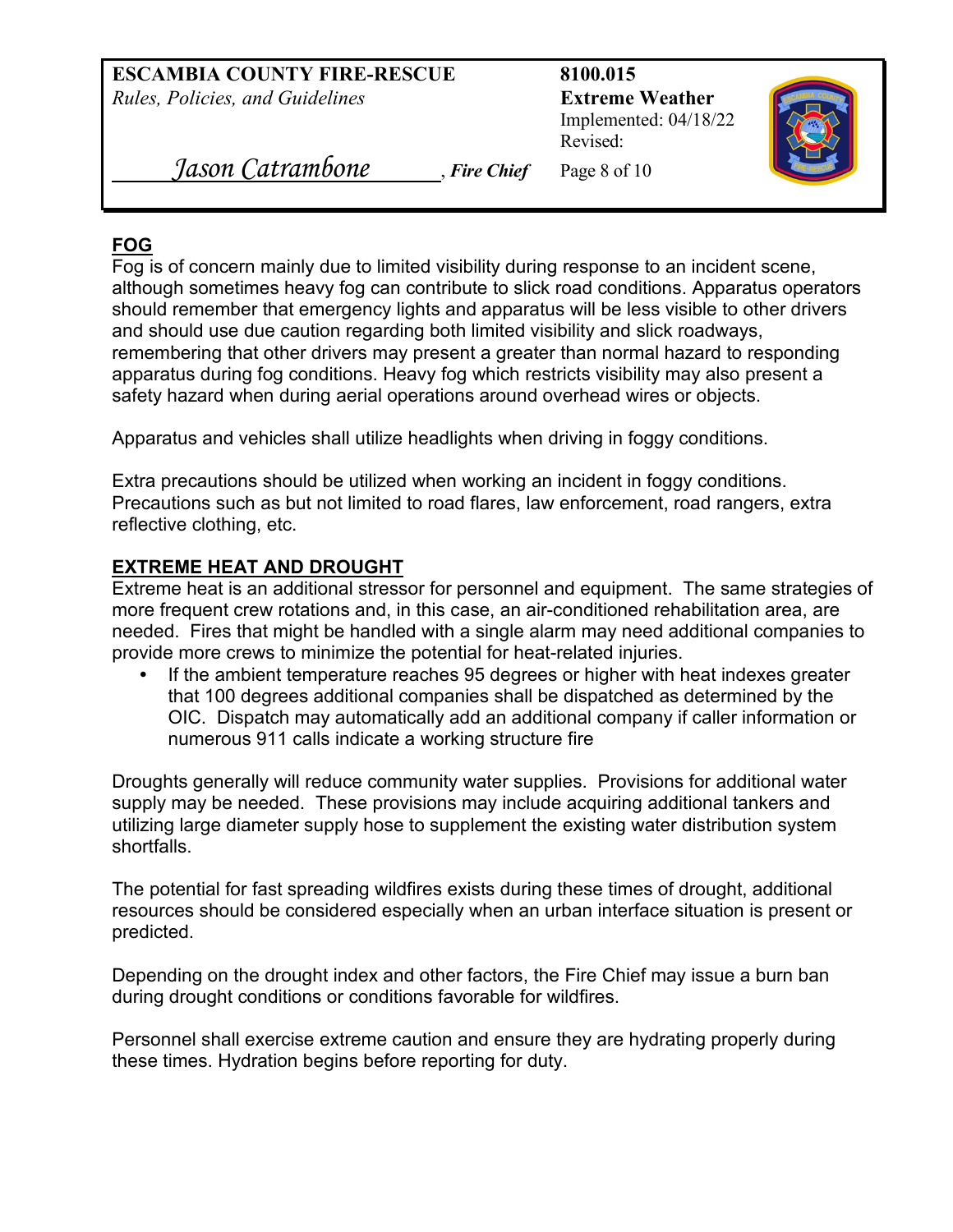## FOG

Fog is of concern mainly due to limited visibility during response to an incident scene, although sometimes heavy fog can contribute to slick road conditions. Apparatus operators should remember that emergency lights and apparatus will be less visible to other drivers and should use due caution regarding both limited visibility and slick roadways, remembering that other drivers may present a greater than normal hazard to responding apparatus during fog conditions. Heavy fog which restricts visibility may also present a safety hazard when during aerial operations around overhead wires or objects.

Apparatus and vehicles shall utilize headlights when driving in foggy conditions.

Extra precautions should be utilized when working an incident in foggy conditions. Precautions such as but not limited to road flares, law enforcement, road rangers, extra reflective clothing, etc.

## EXTREME HEAT AND DROUGHT

Extreme heat is an additional stressor for personnel and equipment. The same strategies of more frequent crew rotations and, in this case, an air-conditioned rehabilitation area, are needed. Fires that might be handled with a single alarm may need additional companies to provide more crews to minimize the potential for heat-related injuries.

- If the ambient temperature reaches 95 degrees or higher with heat indexes greater that 100 degrees additional companies shall be dispatched as determined by the OIC. Dispatch may automatically add an additional company if caller information or numerous 911 calls indicate a working structure fire

Droughts generally will reduce community water supplies. Provisions for additional water supply may be needed. These provisions may include acquiring additional tankers and utilizing large diameter supply hose to supplement the existing water distribution system shortfalls.

The potential for fast spreading wildfires exists during these times of drought, additional resources should be considered especially when an urban interface situation is present or predicted.

Depending on the drought index and other factors, the Fire Chief may issue a burn ban during drought conditions or conditions favorable for wildfires.

Personnel shall exercise extreme caution and ensure they are hydrating properly during these times. Hydration begins before reporting for duty.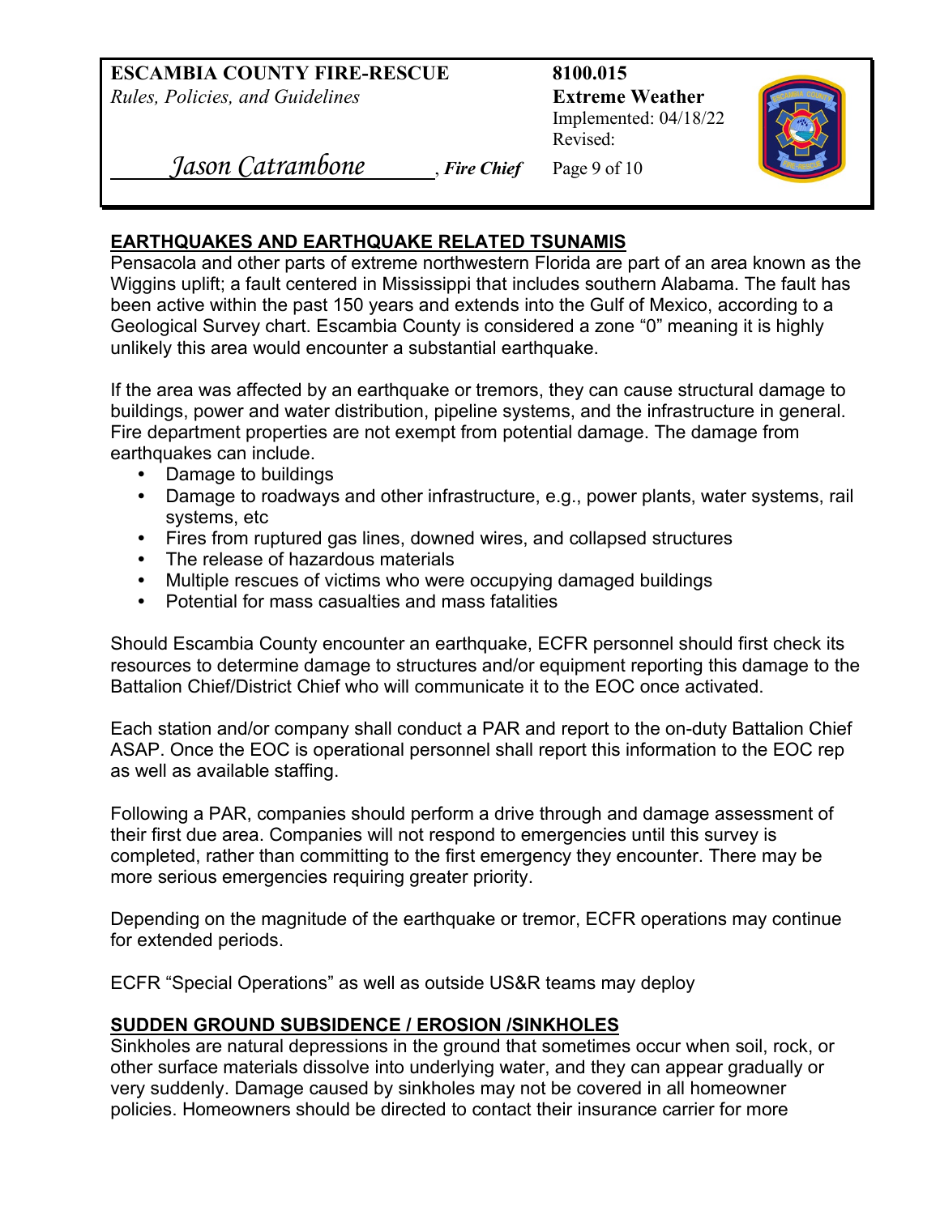## EARTHQUAKES AND EARTHQUAKE RELATED TSUNAMIS

Pensacola and other parts of extreme northwestern Florida are part of an area known as the Wiggins uplift; a fault centered in Mississippi that includes southern Alabama. The fault has been active within the past 150 years and extends into the Gulf of Mexico, according to a Geological Survey chart. Escambia County is considered a zone "0" meaning it is highly unlikely this area would encounter a substantial earthquake.

If the area was affected by an earthquake or tremors, they can cause structural damage to buildings, power and water distribution, pipeline systems, and the infrastructure in general. Fire department properties are not exempt from potential damage. The damage from earthquakes can include.

- Damage to buildings
- Damage to roadways and other infrastructure, e.g., power plants, water systems, rail systems, etc
- Fires from ruptured gas lines, downed wires, and collapsed structures
- The release of hazardous materials
- Multiple rescues of victims who were occupying damaged buildings
- Potential for mass casualties and mass fatalities

Should Escambia County encounter an earthquake, ECFR personnel should first check its resources to determine damage to structures and/or equipment reporting this damage to the Battalion Chief/District Chief who will communicate it to the EOC once activated.

Each station and/or company shall conduct a PAR and report to the on-duty Battalion Chief ASAP. Once the EOC is operational personnel shall report this information to the EOC rep as well as available staffing.

Following a PAR, companies should perform a drive through and damage assessment of their first due area. Companies will not respond to emergencies until this survey is completed, rather than committing to the first emergency they encounter. There may be more serious emergencies requiring greater priority.

Depending on the magnitude of the earthquake or tremor, ECFR operations may continue for extended periods.

ECFR "Special Operations" as well as outside US&R teams may deploy

## SUDDEN GROUND SUBSIDENCE / EROSION /SINKHOLES

Sinkholes are natural depressions in the ground that sometimes occur when soil, rock, or other surface materials dissolve into underlying water, and they can appear gradually or very suddenly. Damage caused by sinkholes may not be covered in all homeowner policies. Homeowners should be directed to contact their insurance carrier for more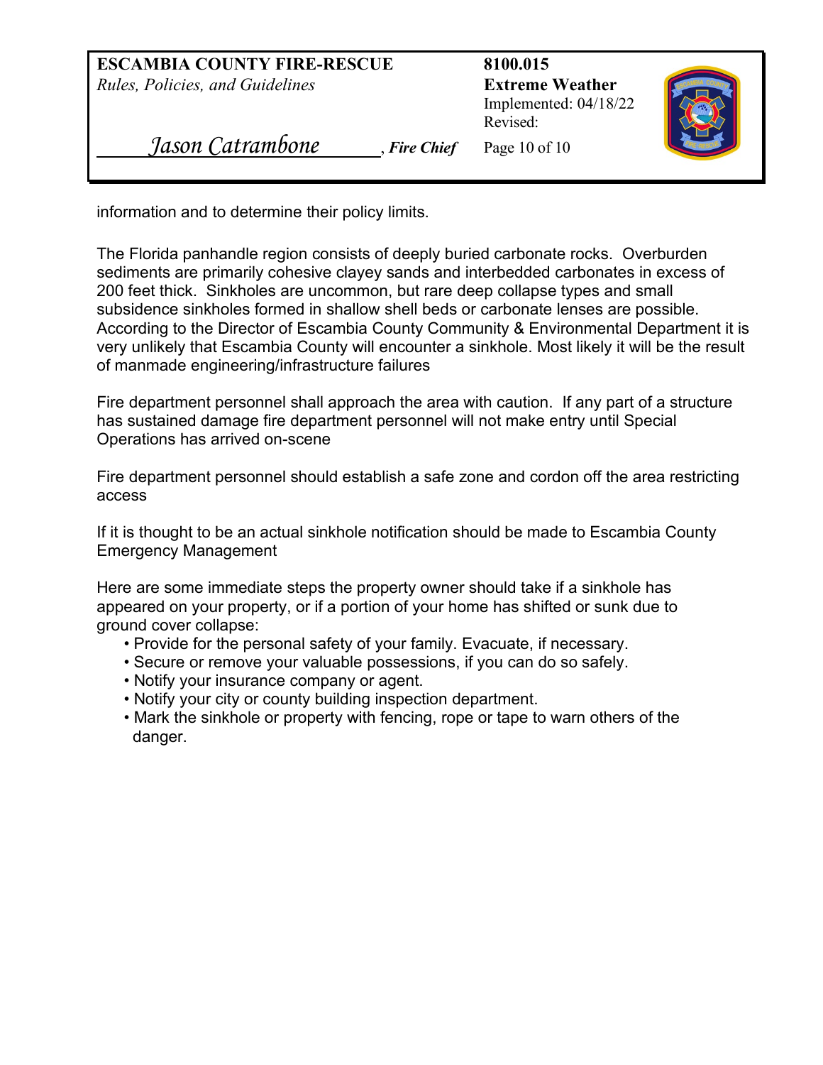information and to determine their policy limits.

The Florida panhandle region consists of deeply buried carbonate rocks. Overburden sediments are primarily cohesive clayey sands and interbedded carbonates in excess of 200 feet thick. Sinkholes are uncommon, but rare deep collapse types and small subsidence sinkholes formed in shallow shell beds or carbonate lenses are possible. According to the Director of Escambia County Community & Environmental Department it is very unlikely that Escambia County will encounter a sinkhole. Most likely it will be the result of manmade engineering/infrastructure failures

Fire department personnel shall approach the area with caution. If any part of a structure has sustained damage fire department personnel will not make entry until Special Operations has arrived on-scene

Fire department personnel should establish a safe zone and cordon off the area restricting access

If it is thought to be an actual sinkhole notification should be made to Escambia County Emergency Management

Here are some immediate steps the property owner should take if a sinkhole has appeared on your property, or if a portion of your home has shifted or sunk due to ground cover collapse:

- Provide for the personal safety of your family. Evacuate, if necessary.
- Secure or remove your valuable possessions, if you can do so safely.
- Notify your insurance company or agent.
- Notify your city or county building inspection department.
- Mark the sinkhole or property with fencing, rope or tape to warn others of the danger.